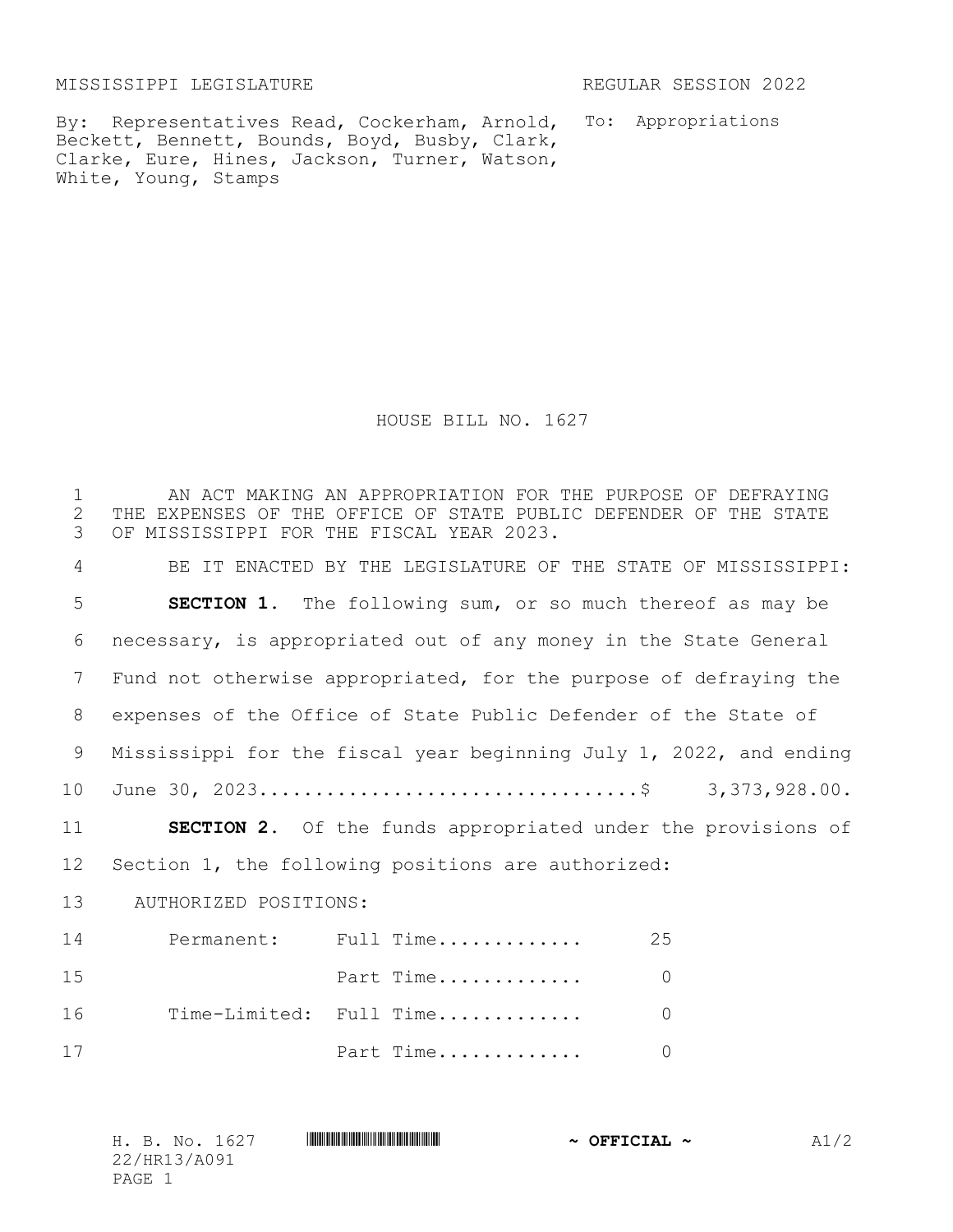MISSISSIPPI LEGISLATURE REGULAR SESSION 2022

By: Representatives Read, Cockerham, Arnold, Beckett, Bennett, Bounds, Boyd, Busby, Clark, Clarke, Eure, Hines, Jackson, Turner, Watson, White, Young, Stamps

To: Appropriations

# HOUSE BILL NO. 1627

AN ACT MAKING AN APPROPRIATION FOR THE PURPOSE OF DEFRAYING THE EXPENSES OF THE OFFICE OF STATE PUBLIC DEFENDER OF THE STATE OF MISSISSIPPI FOR THE FISCAL YEAR 2023.

BE IT ENACTED BY THE LEGISLATURE OF THE STATE OF MISSISSIPPI:

**SECTION 1.** The following sum, or so much thereof as may be necessary, is appropriated out of any money in the State General Fund not otherwise appropriated, for the purpose of defraying the expenses of the Office of State Public Defender of the State of Mississippi for the fiscal year beginning July 1, 2022, and ending June 30, 2023.................................$ 3,373,928.00.

**SECTION 2.** Of the funds appropriated under the provisions of Section 1, the following positions are authorized:

AUTHORIZED POSITIONS:

| | | |
|---|---|---|
| Permanent: | Full Time............. | 25 |
| | Part Time............. | 0 |
| Time-Limited: | Full Time............. | 0 |
| | Part Time............. | 0 |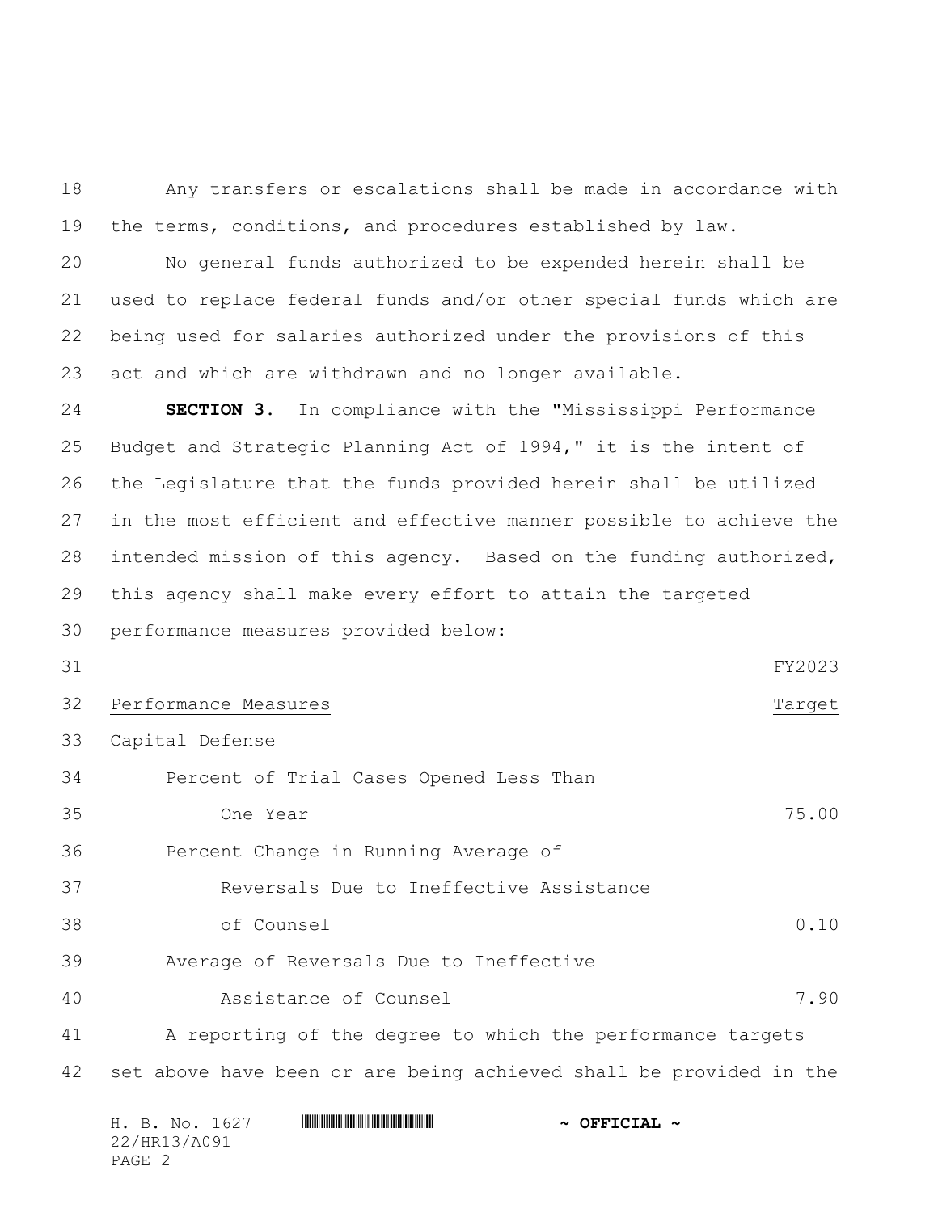Any transfers or escalations shall be made in accordance with the terms, conditions, and procedures established by law.

No general funds authorized to be expended herein shall be used to replace federal funds and/or other special funds which are being used for salaries authorized under the provisions of this act and which are withdrawn and no longer available.

**SECTION 3.** In compliance with the "Mississippi Performance Budget and Strategic Planning Act of 1994," it is the intent of the Legislature that the funds provided herein shall be utilized in the most efficient and effective manner possible to achieve the intended mission of this agency. Based on the funding authorized, this agency shall make every effort to attain the targeted performance measures provided below:

| Performance Measures | FY2023 Target |
|---|---|
| Capital Defense | |
| Percent of Trial Cases Opened Less Than One Year | 75.00 |
| Percent Change in Running Average of Reversals Due to Ineffective Assistance of Counsel | 0.10 |
| Average of Reversals Due to Ineffective Assistance of Counsel | 7.90 |

A reporting of the degree to which the performance targets set above have been or are being achieved shall be provided in the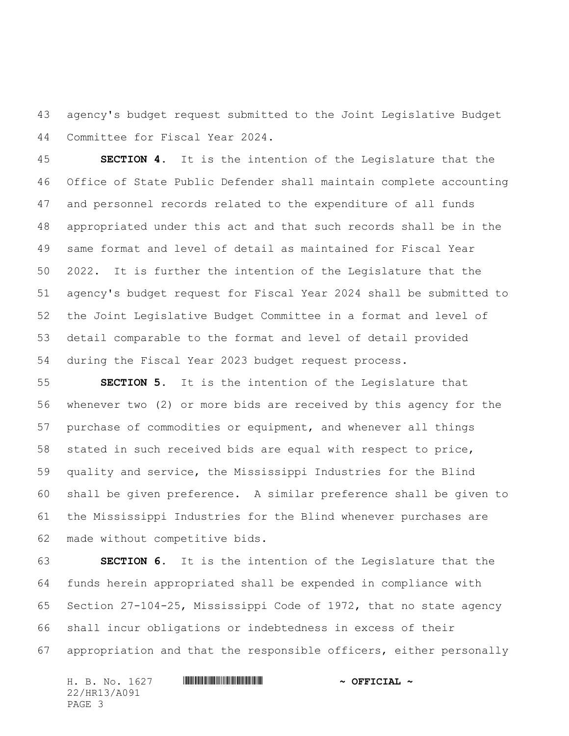agency's budget request submitted to the Joint Legislative Budget Committee for Fiscal Year 2024.

**SECTION 4.** It is the intention of the Legislature that the Office of State Public Defender shall maintain complete accounting and personnel records related to the expenditure of all funds appropriated under this act and that such records shall be in the same format and level of detail as maintained for Fiscal Year 2022. It is further the intention of the Legislature that the agency's budget request for Fiscal Year 2024 shall be submitted to the Joint Legislative Budget Committee in a format and level of detail comparable to the format and level of detail provided during the Fiscal Year 2023 budget request process.

**SECTION 5.** It is the intention of the Legislature that whenever two (2) or more bids are received by this agency for the purchase of commodities or equipment, and whenever all things stated in such received bids are equal with respect to price, quality and service, the Mississippi Industries for the Blind shall be given preference. A similar preference shall be given to the Mississippi Industries for the Blind whenever purchases are made without competitive bids.

**SECTION 6.** It is the intention of the Legislature that the funds herein appropriated shall be expended in compliance with Section 27-104-25, Mississippi Code of 1972, that no state agency shall incur obligations or indebtedness in excess of their appropriation and that the responsible officers, either personally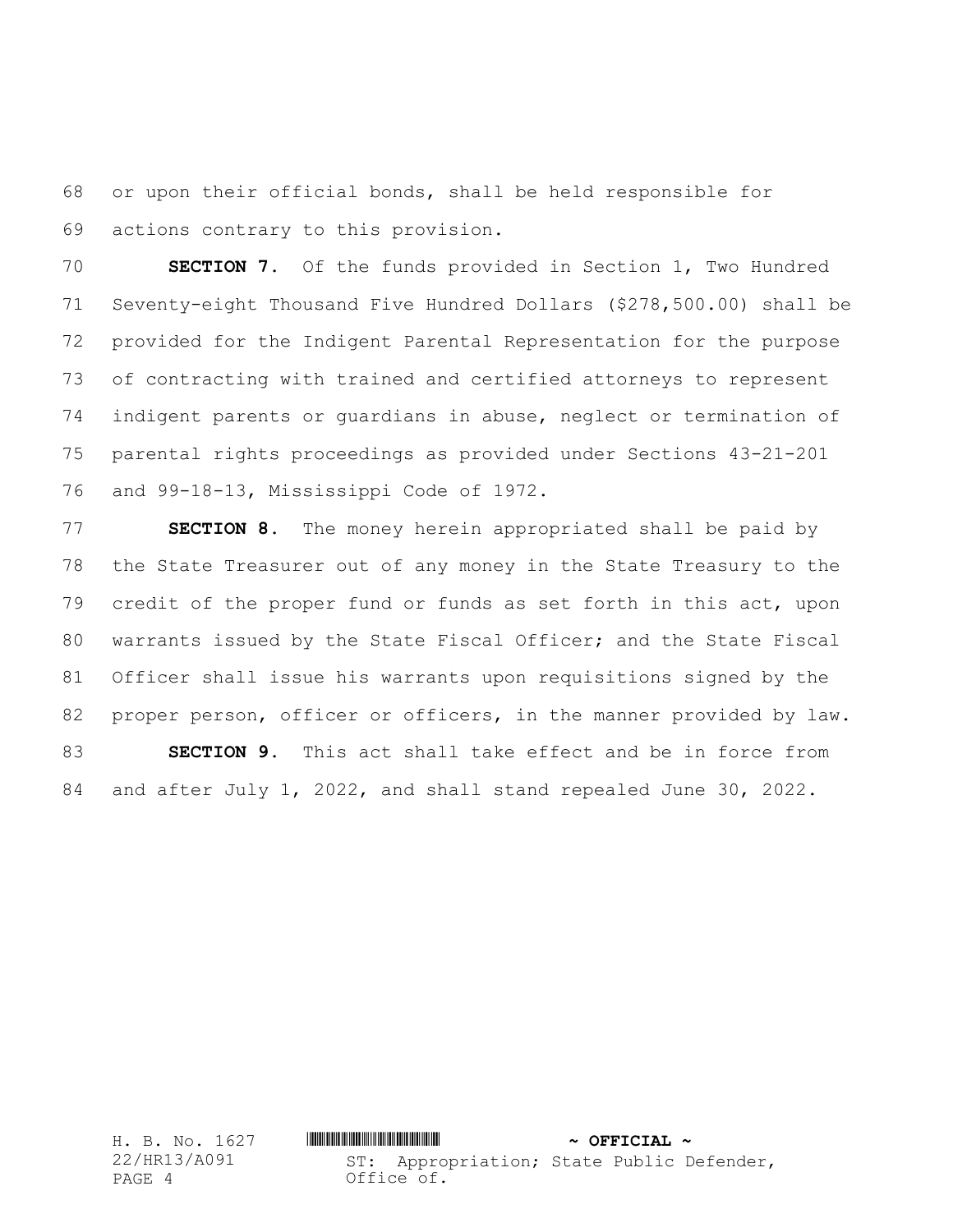or upon their official bonds, shall be held responsible for actions contrary to this provision.

**SECTION 7.** Of the funds provided in Section 1, Two Hundred Seventy-eight Thousand Five Hundred Dollars ($278,500.00) shall be provided for the Indigent Parental Representation for the purpose of contracting with trained and certified attorneys to represent indigent parents or guardians in abuse, neglect or termination of parental rights proceedings as provided under Sections 43-21-201 and 99-18-13, Mississippi Code of 1972.

**SECTION 8.** The money herein appropriated shall be paid by the State Treasurer out of any money in the State Treasury to the credit of the proper fund or funds as set forth in this act, upon warrants issued by the State Fiscal Officer; and the State Fiscal Officer shall issue his warrants upon requisitions signed by the proper person, officer or officers, in the manner provided by law.

**SECTION 9.** This act shall take effect and be in force from and after July 1, 2022, and shall stand repealed June 30, 2022.